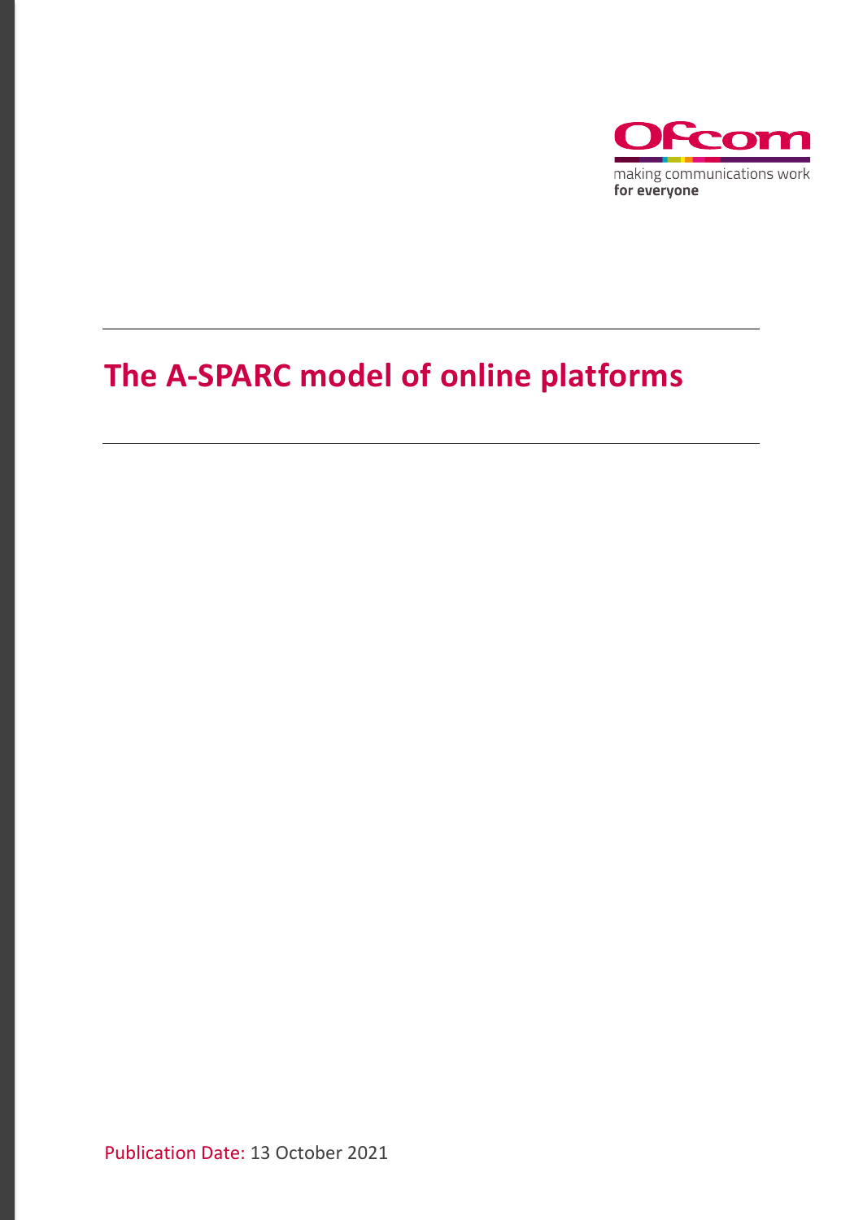Ofcom

making communications work
**for everyone**

# The A-SPARC model of online platforms

Publication Date: 13 October 2021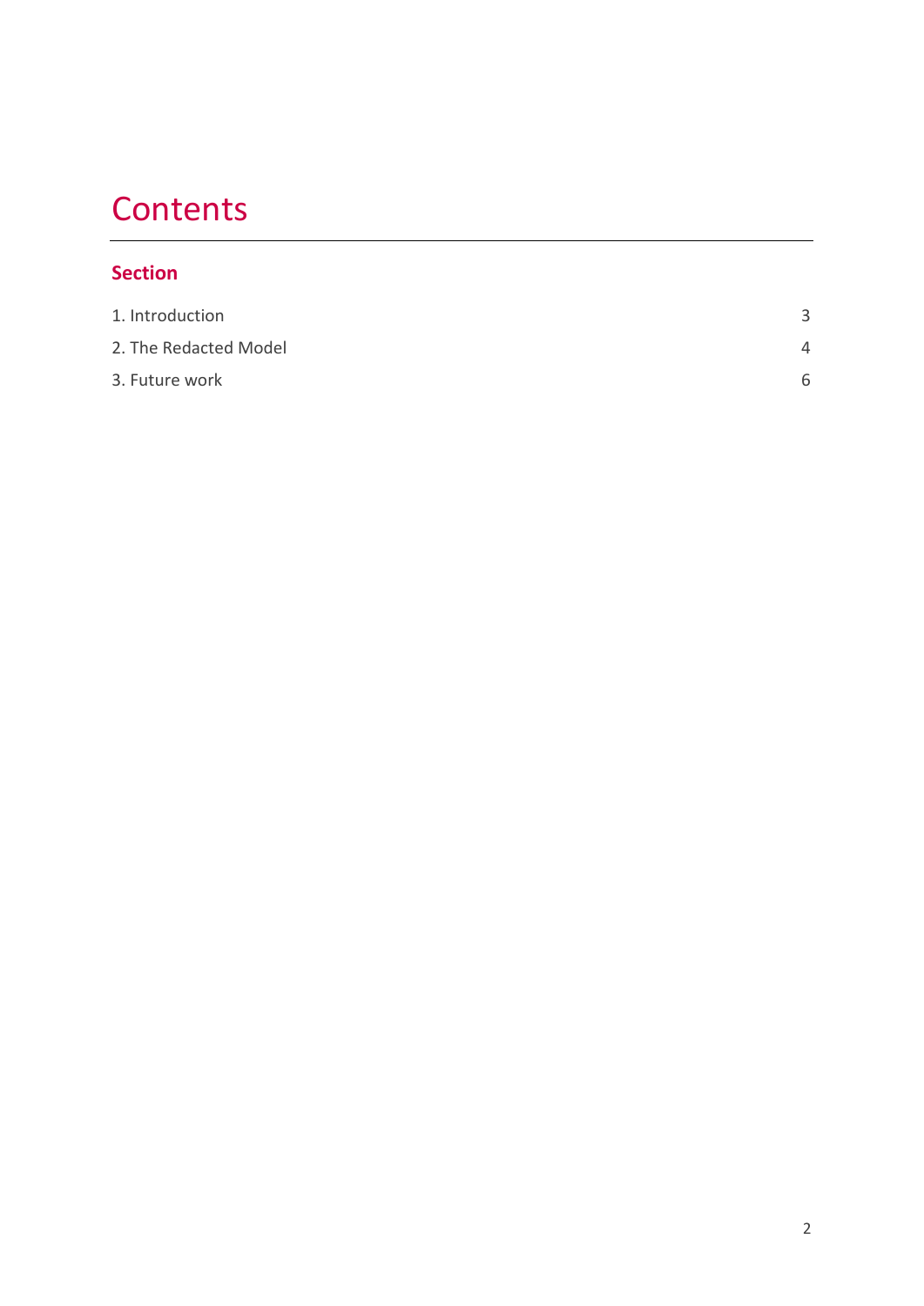# Contents

## Section

| | |
|---|---|
| 1. Introduction | 3 |
| 2. The Redacted Model | 4 |
| 3. Future work | 6 |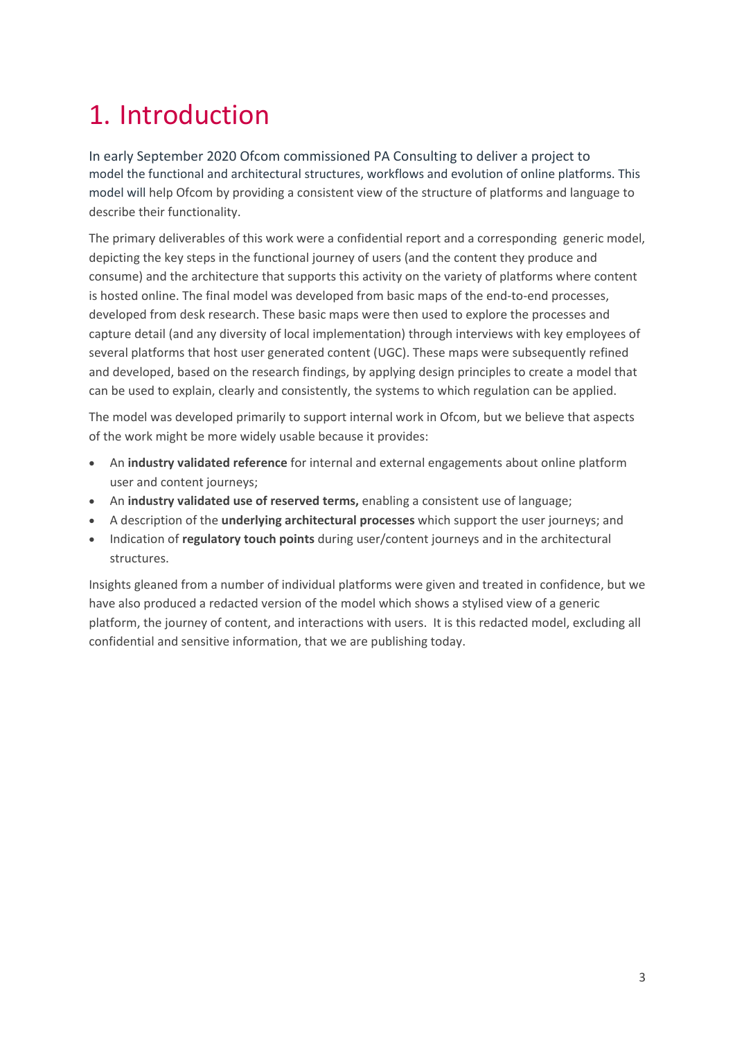# 1. Introduction

In early September 2020 Ofcom commissioned PA Consulting to deliver a project to model the functional and architectural structures, workflows and evolution of online platforms. This model will help Ofcom by providing a consistent view of the structure of platforms and language to describe their functionality.

The primary deliverables of this work were a confidential report and a corresponding generic model, depicting the key steps in the functional journey of users (and the content they produce and consume) and the architecture that supports this activity on the variety of platforms where content is hosted online. The final model was developed from basic maps of the end-to-end processes, developed from desk research. These basic maps were then used to explore the processes and capture detail (and any diversity of local implementation) through interviews with key employees of several platforms that host user generated content (UGC). These maps were subsequently refined and developed, based on the research findings, by applying design principles to create a model that can be used to explain, clearly and consistently, the systems to which regulation can be applied.

The model was developed primarily to support internal work in Ofcom, but we believe that aspects of the work might be more widely usable because it provides:

- An **industry validated reference** for internal and external engagements about online platform user and content journeys;
- An **industry validated use of reserved terms,** enabling a consistent use of language;
- A description of the **underlying architectural processes** which support the user journeys; and
- Indication of **regulatory touch points** during user/content journeys and in the architectural structures.

Insights gleaned from a number of individual platforms were given and treated in confidence, but we have also produced a redacted version of the model which shows a stylised view of a generic platform, the journey of content, and interactions with users. It is this redacted model, excluding all confidential and sensitive information, that we are publishing today.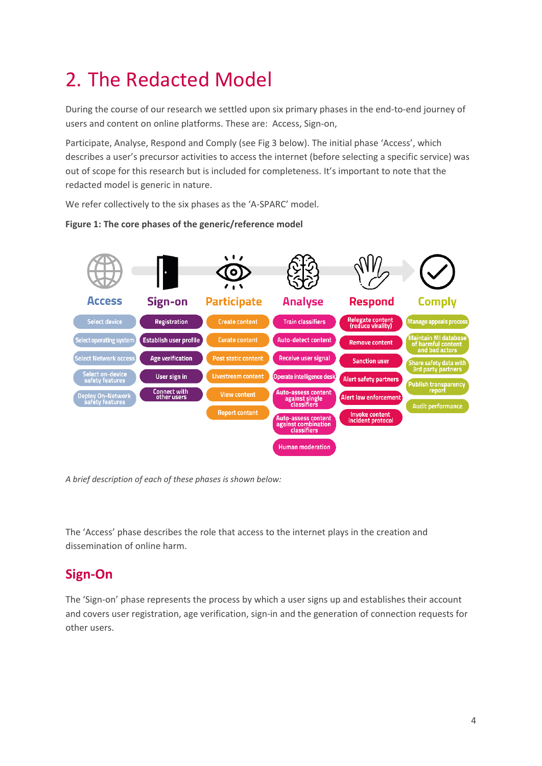# 2. The Redacted Model

During the course of our research we settled upon six primary phases in the end-to-end journey of users and content on online platforms. These are: Access, Sign-on,

Participate, Analyse, Respond and Comply (see Fig 3 below). The initial phase 'Access', which describes a user's precursor activities to access the internet (before selecting a specific service) was out of scope for this research but is included for completeness. It's important to note that the redacted model is generic in nature.

We refer collectively to the six phases as the 'A-SPARC' model.

**Figure 1: The core phases of the generic/reference model**

| Access | Sign-on | Participate | Analyse | Respond | Comply |
|---|---|---|---|---|---|
| Select device | Registration | Create content | Train classifiers | Relegate content (reduce virality) | Manage appeals process |
| Select operating system | Establish user profile | Curate content | Auto-detect content | Remove content | Maintain MI database of harmful content and bad actors |
| Select Network access | Age verification | Post static content | Receive user signal | Sanction user | Share safety data with 3rd party partners |
| Select on-device safety features | User sign in | Livestream content | Operate intelligence desk | Alert safety partners | Publish transparency report |
| Deploy On-Network safety features | Connect with other users | View content | Auto-assess content against single classifiers | Alert law enforcement | Audit performance |
| | | Report content | Auto-assess content against combination classifiers | Invoke content incident protocol | |
| | | | Human moderation | | |

*A brief description of each of these phases is shown below:*

The 'Access' phase describes the role that access to the internet plays in the creation and dissemination of online harm.

## Sign-On

The 'Sign-on' phase represents the process by which a user signs up and establishes their account and covers user registration, age verification, sign-in and the generation of connection requests for other users.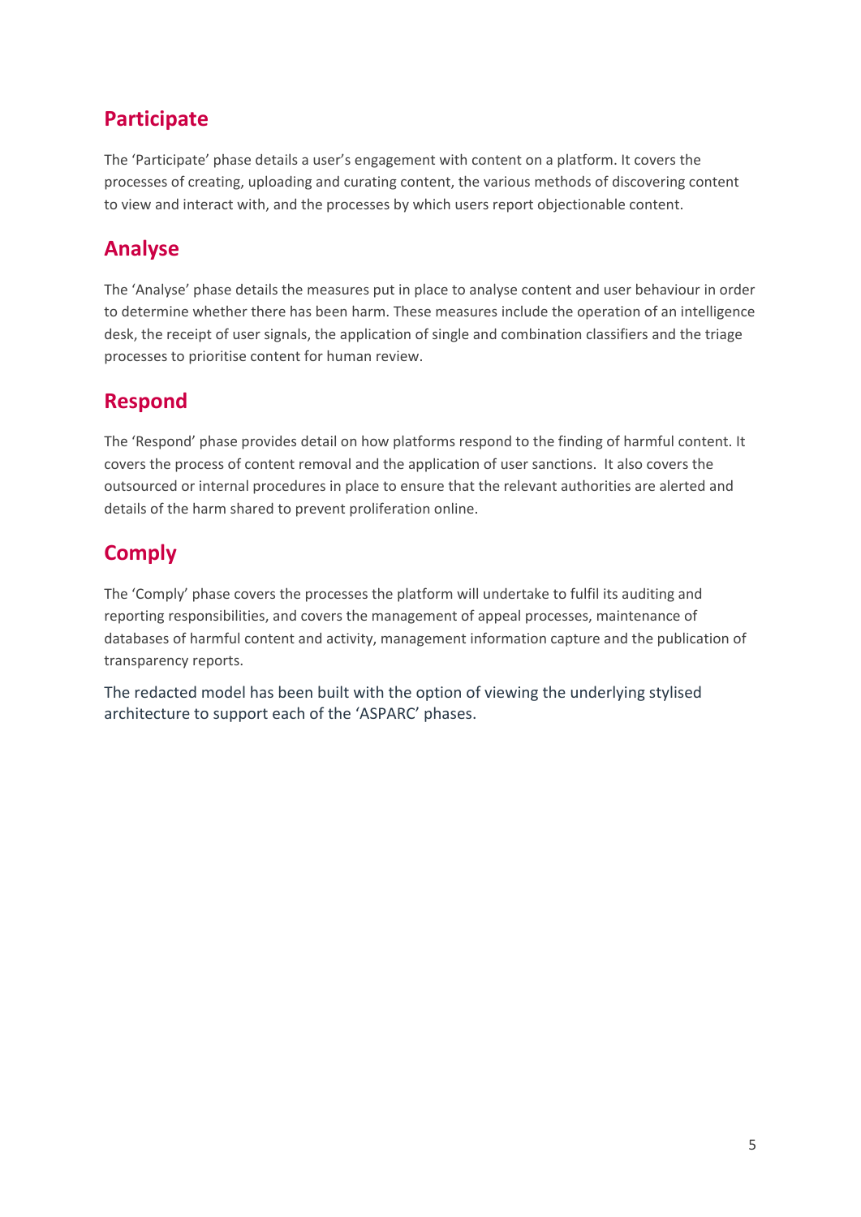## Participate

The 'Participate' phase details a user's engagement with content on a platform. It covers the processes of creating, uploading and curating content, the various methods of discovering content to view and interact with, and the processes by which users report objectionable content.

## Analyse

The 'Analyse' phase details the measures put in place to analyse content and user behaviour in order to determine whether there has been harm. These measures include the operation of an intelligence desk, the receipt of user signals, the application of single and combination classifiers and the triage processes to prioritise content for human review.

## Respond

The 'Respond' phase provides detail on how platforms respond to the finding of harmful content. It covers the process of content removal and the application of user sanctions. It also covers the outsourced or internal procedures in place to ensure that the relevant authorities are alerted and details of the harm shared to prevent proliferation online.

## Comply

The 'Comply' phase covers the processes the platform will undertake to fulfil its auditing and reporting responsibilities, and covers the management of appeal processes, maintenance of databases of harmful content and activity, management information capture and the publication of transparency reports.

The redacted model has been built with the option of viewing the underlying stylised architecture to support each of the 'ASPARC' phases.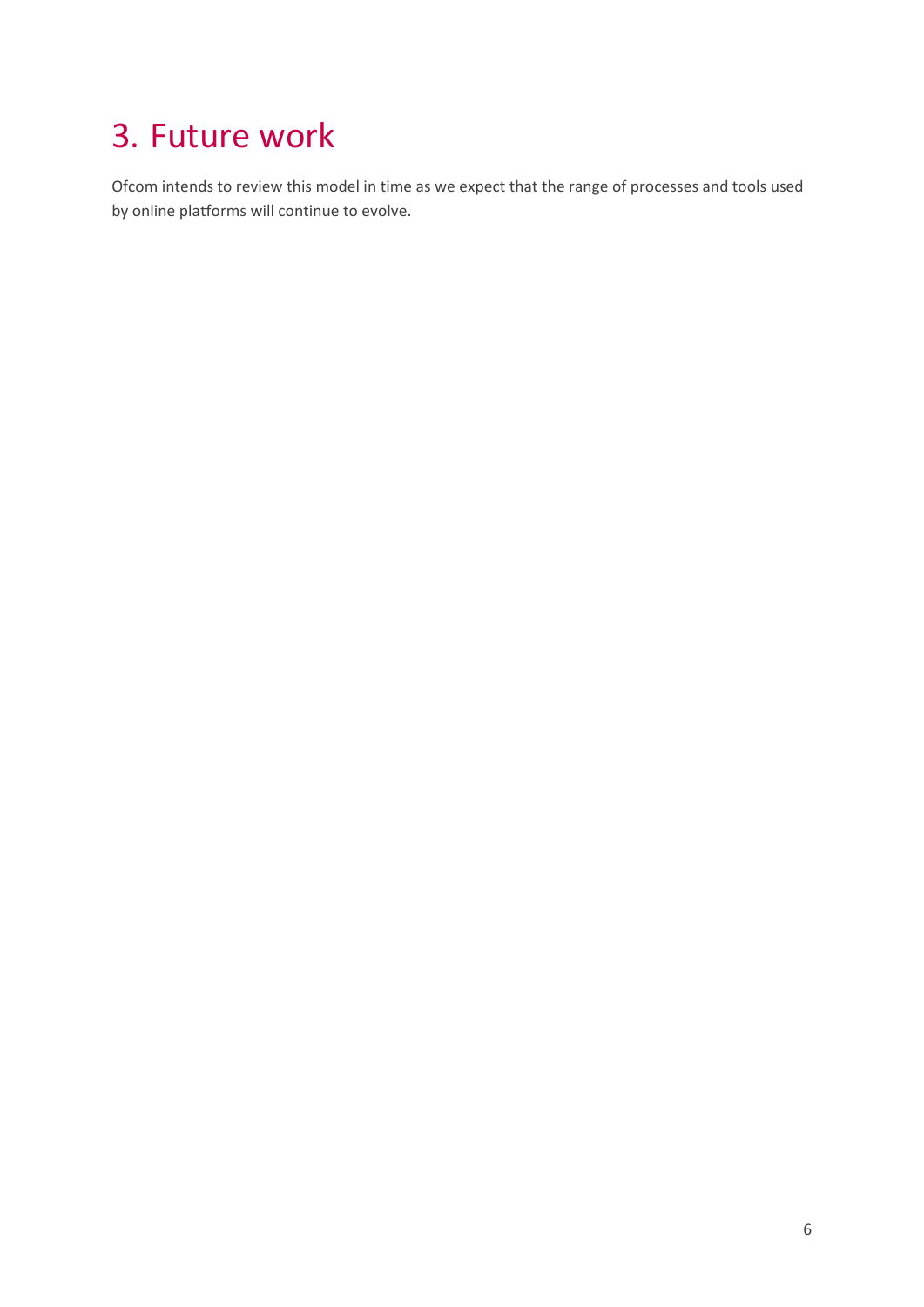# 3. Future work

Ofcom intends to review this model in time as we expect that the range of processes and tools used by online platforms will continue to evolve.